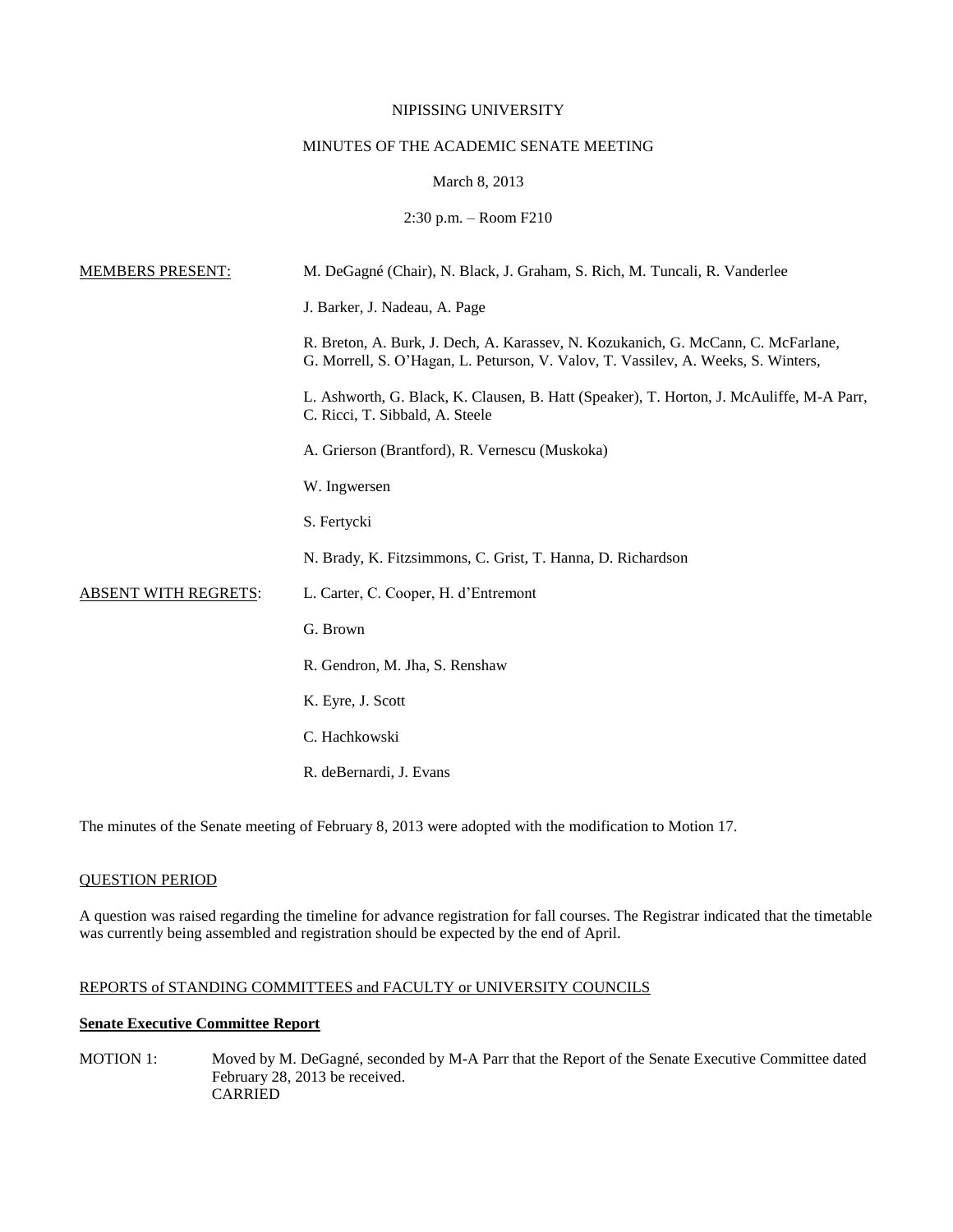NIPISSING UNIVERSITY

MINUTES OF THE ACADEMIC SENATE MEETING

March 8, 2013

2:30 p.m. – Room F210

MEMBERS PRESENT: M. DeGagné (Chair), N. Black, J. Graham, S. Rich, M. Tuncali, R. Vanderlee

J. Barker, J. Nadeau, A. Page

R. Breton, A. Burk, J. Dech, A. Karassev, N. Kozukanich, G. McCann, C. McFarlane, G. Morrell, S. O'Hagan, L. Peturson, V. Valov, T. Vassilev, A. Weeks, S. Winters,

L. Ashworth, G. Black, K. Clausen, B. Hatt (Speaker), T. Horton, J. McAuliffe, M-A Parr, C. Ricci, T. Sibbald, A. Steele

A. Grierson (Brantford), R. Vernescu (Muskoka)

W. Ingwersen

S. Fertycki

N. Brady, K. Fitzsimmons, C. Grist, T. Hanna, D. Richardson

ABSENT WITH REGRETS: L. Carter, C. Cooper, H. d'Entremont

G. Brown

R. Gendron, M. Jha, S. Renshaw

K. Eyre, J. Scott

C. Hachkowski

R. deBernardi, J. Evans

The minutes of the Senate meeting of February 8, 2013 were adopted with the modification to Motion 17.

QUESTION PERIOD

A question was raised regarding the timeline for advance registration for fall courses. The Registrar indicated that the timetable was currently being assembled and registration should be expected by the end of April.

REPORTS of STANDING COMMITTEES and FACULTY or UNIVERSITY COUNCILS

**Senate Executive Committee Report**

MOTION 1: Moved by M. DeGagné, seconded by M-A Parr that the Report of the Senate Executive Committee dated February 28, 2013 be received.
CARRIED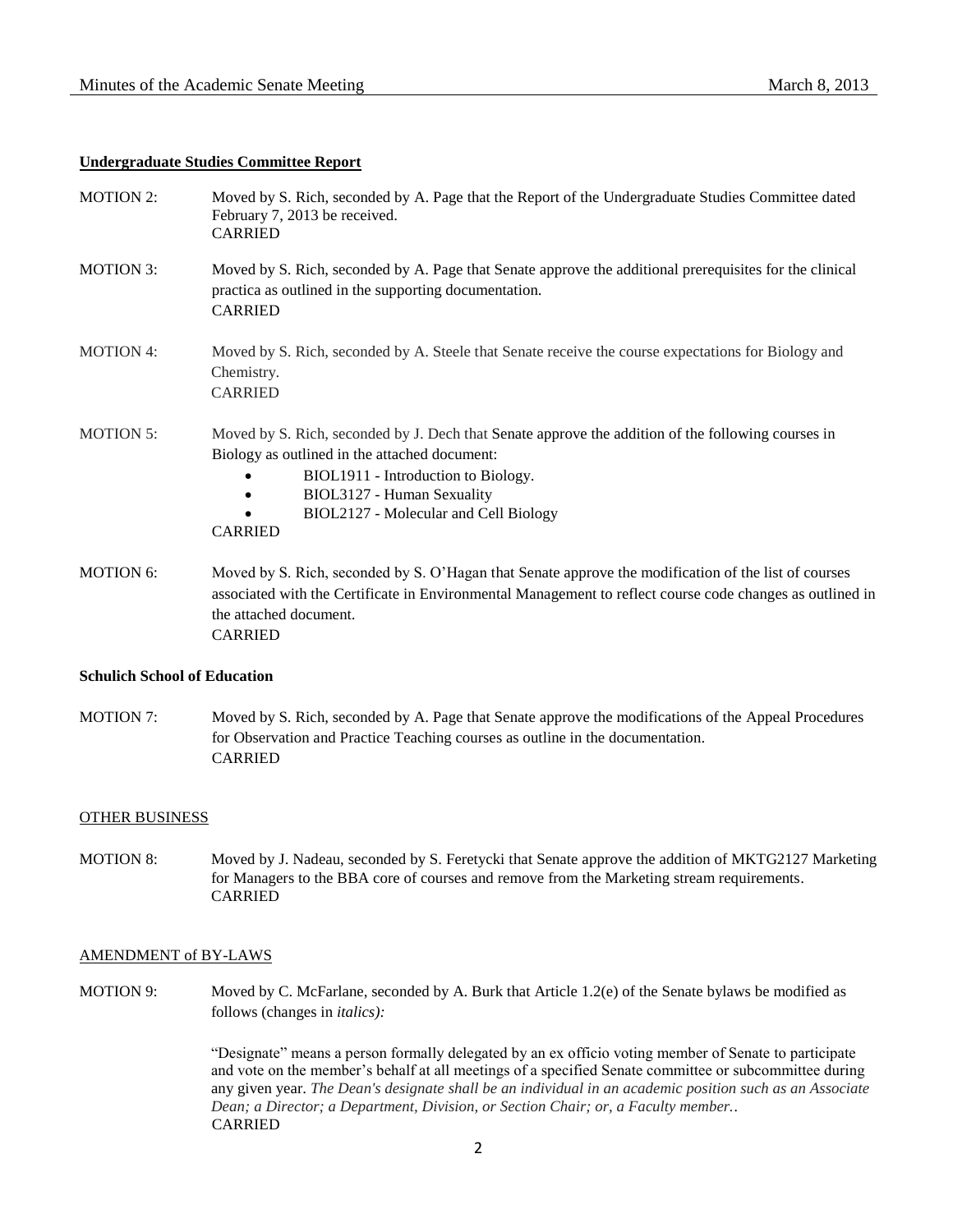**Undergraduate Studies Committee Report**

MOTION 2: Moved by S. Rich, seconded by A. Page that the Report of the Undergraduate Studies Committee dated February 7, 2013 be received.
CARRIED

MOTION 3: Moved by S. Rich, seconded by A. Page that Senate approve the additional prerequisites for the clinical practica as outlined in the supporting documentation.
CARRIED

MOTION 4: Moved by S. Rich, seconded by A. Steele that Senate receive the course expectations for Biology and Chemistry.
CARRIED

MOTION 5: Moved by S. Rich, seconded by J. Dech that Senate approve the addition of the following courses in Biology as outlined in the attached document:

- BIOL1911 - Introduction to Biology.
- BIOL3127 - Human Sexuality
- BIOL2127 - Molecular and Cell Biology

CARRIED

MOTION 6: Moved by S. Rich, seconded by S. O'Hagan that Senate approve the modification of the list of courses associated with the Certificate in Environmental Management to reflect course code changes as outlined in the attached document.
CARRIED

**Schulich School of Education**

MOTION 7: Moved by S. Rich, seconded by A. Page that Senate approve the modifications of the Appeal Procedures for Observation and Practice Teaching courses as outline in the documentation.
CARRIED

OTHER BUSINESS

MOTION 8: Moved by J. Nadeau, seconded by S. Feretycki that Senate approve the addition of MKTG2127 Marketing for Managers to the BBA core of courses and remove from the Marketing stream requirements.
CARRIED

AMENDMENT of BY-LAWS

MOTION 9: Moved by C. McFarlane, seconded by A. Burk that Article 1.2(e) of the Senate bylaws be modified as follows (changes in *italics):*

"Designate" means a person formally delegated by an ex officio voting member of Senate to participate and vote on the member's behalf at all meetings of a specified Senate committee or subcommittee during any given year. *The Dean's designate shall be an individual in an academic position such as an Associate Dean; a Director; a Department, Division, or Section Chair; or, a Faculty member..*
CARRIED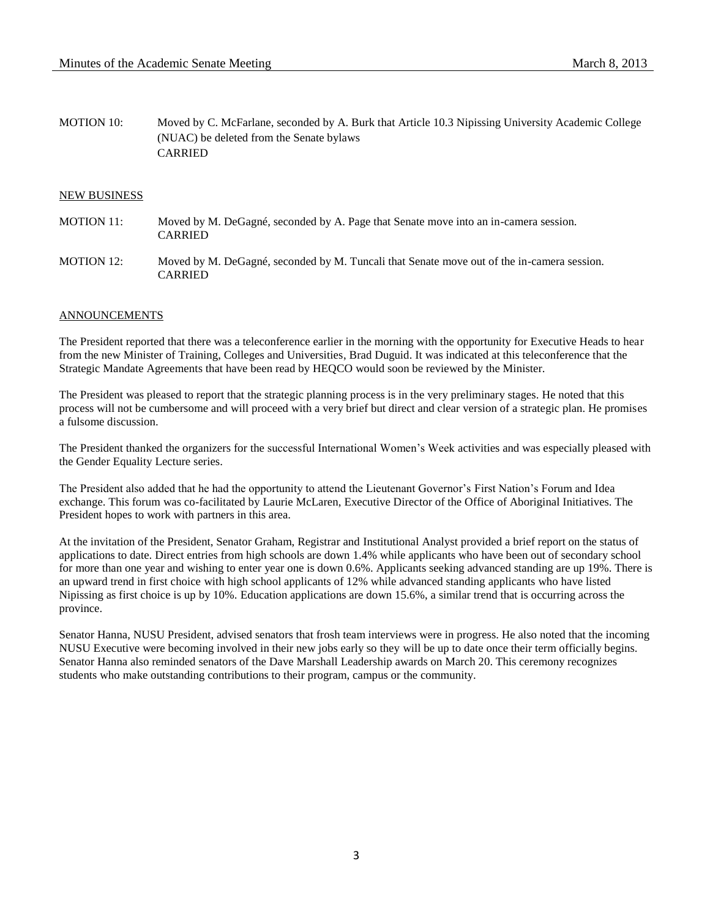MOTION 10: Moved by C. McFarlane, seconded by A. Burk that Article 10.3 Nipissing University Academic College (NUAC) be deleted from the Senate bylaws
CARRIED

## NEW BUSINESS

MOTION 11: Moved by M. DeGagné, seconded by A. Page that Senate move into an in-camera session.
CARRIED

MOTION 12: Moved by M. DeGagné, seconded by M. Tuncali that Senate move out of the in-camera session.
CARRIED

## ANNOUNCEMENTS

The President reported that there was a teleconference earlier in the morning with the opportunity for Executive Heads to hear from the new Minister of Training, Colleges and Universities, Brad Duguid. It was indicated at this teleconference that the Strategic Mandate Agreements that have been read by HEQCO would soon be reviewed by the Minister.

The President was pleased to report that the strategic planning process is in the very preliminary stages. He noted that this process will not be cumbersome and will proceed with a very brief but direct and clear version of a strategic plan. He promises a fulsome discussion.

The President thanked the organizers for the successful International Women's Week activities and was especially pleased with the Gender Equality Lecture series.

The President also added that he had the opportunity to attend the Lieutenant Governor's First Nation's Forum and Idea exchange. This forum was co-facilitated by Laurie McLaren, Executive Director of the Office of Aboriginal Initiatives. The President hopes to work with partners in this area.

At the invitation of the President, Senator Graham, Registrar and Institutional Analyst provided a brief report on the status of applications to date. Direct entries from high schools are down 1.4% while applicants who have been out of secondary school for more than one year and wishing to enter year one is down 0.6%. Applicants seeking advanced standing are up 19%. There is an upward trend in first choice with high school applicants of 12% while advanced standing applicants who have listed Nipissing as first choice is up by 10%. Education applications are down 15.6%, a similar trend that is occurring across the province.

Senator Hanna, NUSU President, advised senators that frosh team interviews were in progress. He also noted that the incoming NUSU Executive were becoming involved in their new jobs early so they will be up to date once their term officially begins. Senator Hanna also reminded senators of the Dave Marshall Leadership awards on March 20. This ceremony recognizes students who make outstanding contributions to their program, campus or the community.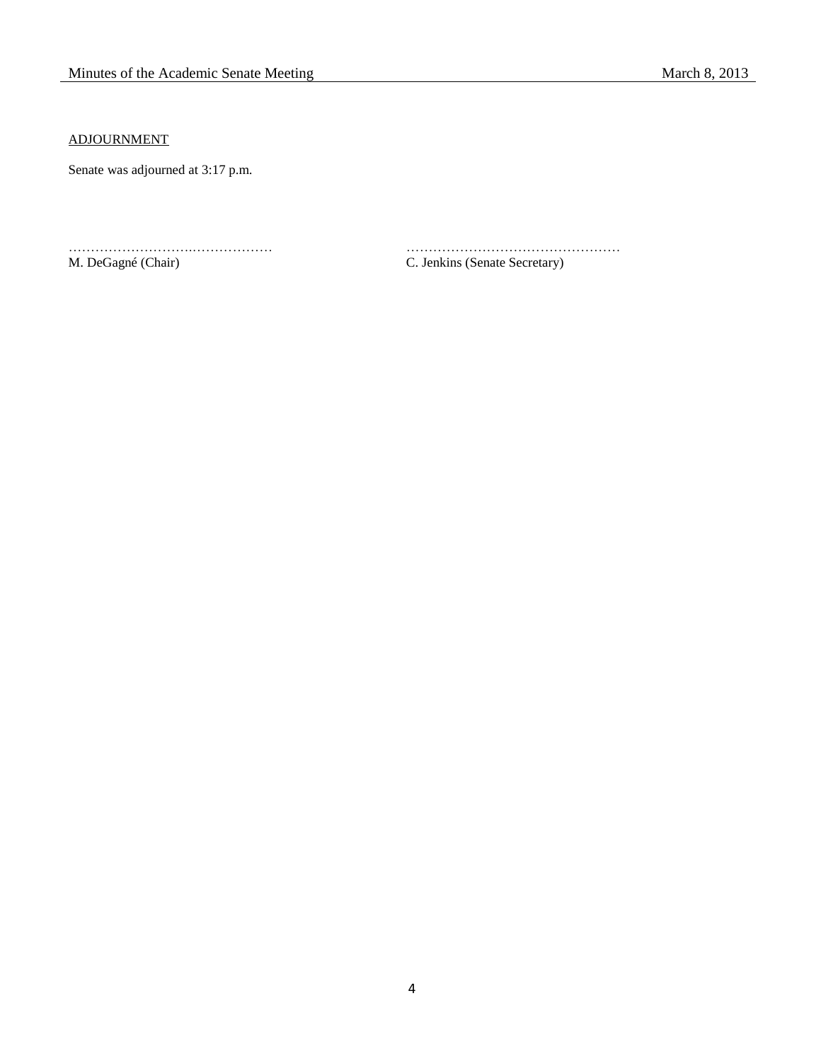ADJOURNMENT

Senate was adjourned at 3:17 p.m.

………………………………………
M. DeGagné (Chair)

…………………………………………
C. Jenkins (Senate Secretary)